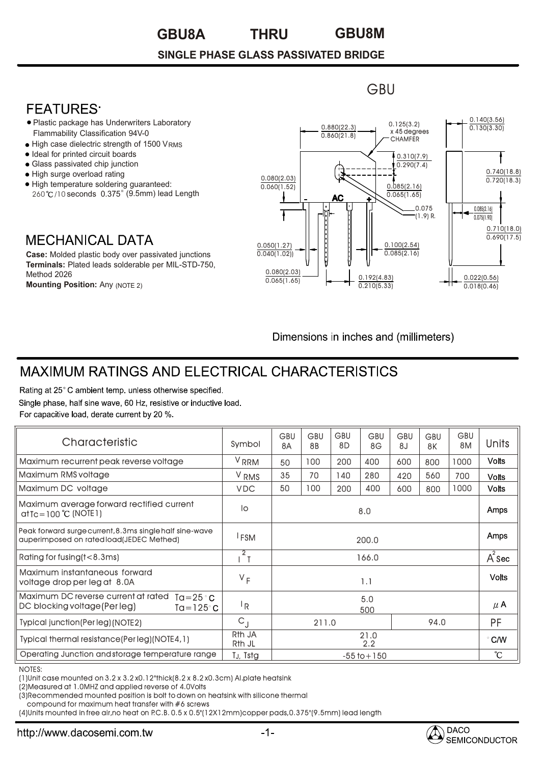# GBU8A THRU GBU8M

## SINGLE PHASE GLASS PASSIVATED BRIDGE

GBU

## FEATURES:

- Plastic package has Underwriters Laboratory Flammability Classification 94V-0
- High case dielectric strength of 1500 $V_{RMS}$
- Ideal for printed circuit boards
- Glass passivated chip junction
- High surge overload rating
- High temperature soldering guaranteed: 260℃/10 seconds 0.375" (9.5mm) lead Length

## MECHANICAL DATA

**Case:** Molded plastic body over passivated junctions
**Terminals:** Plated leads solderable per MIL-STD-750, Method 2026
**Mounting Position:** Any (NOTE 2)

Dimensions in inches and (millimeters)

## MAXIMUM RATINGS AND ELECTRICAL CHARACTERISTICS

Rating at 25° C ambient temp. unless otherwise specified.
Single phase, half sine wave, 60 Hz, resistive or inductive load.
For capacitive load, derate current by 20 %.

| Characteristic | Symbol | GBU 8A | GBU 8B | GBU 8D | GBU 8G | GBU 8J | GBU 8K | GBU 8M | Units |
|---|---|---|---|---|---|---|---|---|---|
| Maximum recurrent peak reverse voltage | $V_{RRM}$ | 50 | 100 | 200 | 400 | 600 | 800 | 1000 | Volts |
| Maximum RMS voltage | $V_{RMS}$ | 35 | 70 | 140 | 280 | 420 | 560 | 700 | Volts |
| Maximum DC voltage | VDC | 50 | 100 | 200 | 400 | 600 | 800 | 1000 | Volts |
| Maximum average forward rectified current at Tc=100 ℃ (NOTE1) | Io | 8.0 | | | | | | | Amps |
| Peak forward surge current, 8.3ms single half sine-wave auperimposed on rated load(JEDEC Methed) | $I_{FSM}$ | 200.0 | | | | | | | Amps |
| Rating for fusing(t<8.3ms) | $I^2T$ | 166.0 | | | | | | | $A^2$Sec |
| Maximum instantaneous forward voltage drop per leg at 8.0A | $V_F$ | 1.1 | | | | | | | Volts |
| Maximum DC reverse current at rated DC blocking voltage(Per leg) Ta=25°C / Ta=125°C | $I_R$ | 5.0 / 500 | | | | | | | μA |
| Typical junction(Per leg)(NOTE2) | $C_J$ | 211.0 | | | | 94.0 | | | PF |
| Typical thermal resistance(Per leg)(NOTE4,1) | Rth JA / Rth JL | 21.0 / 2.2 | | | | | | | °C/W |
| Operating Junction and storage temperature range | TJ, Tstg | -55 to +150 | | | | | | | ℃ |

NOTES:
(1)Unit case mounted on 3.2 x 3.2 x0.12"thick(8.2 x 8.2 x0.3cm) Al.plate heatsink
(2)Measured at 1.0MHZ and applied reverse of 4.0Volts
(3)Recommended mounted position is bolt to down on heatsink with silicone thermal compound for maximum heat transfer with #6 screws
(4)Units mounted in free air,no heat on P.C.B. 0.5 x 0.5"(12X12mm)copper pads,0.375"(9.5mm) lead length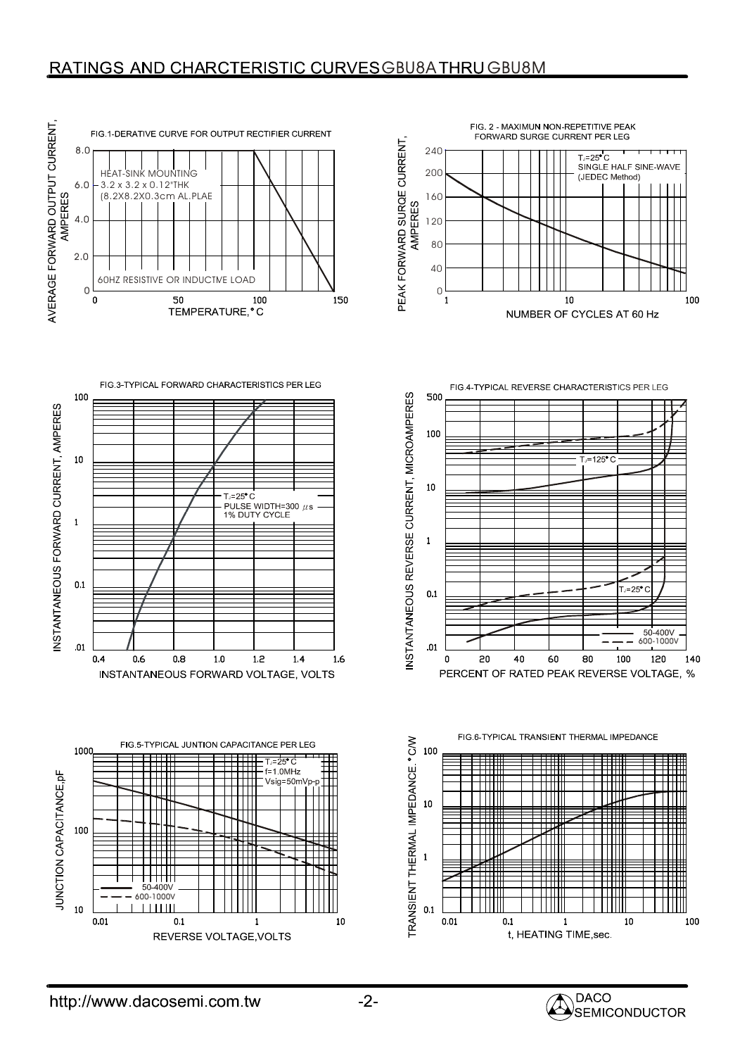# RATINGS AND CHARCTERISTIC CURVES GBU8A THRU GBU8M

FIG.1-DERATIVE CURVE FOR OUTPUT RECTIFIER CURRENT

AVERAGE FORWARD OUTPUT CURRENT, AMPERES

8.0
6.0
4.0
2.0
0

HEAT-SINK MOUNTING
3.2 x 3.2 x 0.12"THK
(8.2X8.2X0.3cm AL.PLAE

60HZ RESISTIVE OR INDUCTIVE LOAD

0 50 100 150

TEMPERATURE, °C

FIG. 2 - MAXIMUN NON-REPETITIVE PEAK FORWARD SURGE CURRENT PER LEG

PEAK FORWARD SURQE CURRENT, AMPERES

240
200
160
120
80
40
0

$T_J$=25°C
SINGLE HALF SINE-WAVE
(JEDEC Method)

1 10 100

NUMBER OF CYCLES AT 60 Hz

FIG.3-TYPICAL FORWARD CHARACTERISTICS PER LEG

INSTANTANEOUS FORWARD CURRENT, AMPERES

100
10
1
0.1
.01

$T_J$=25°C
PULSE WIDTH=300 $\mu$s
1% DUTY CYCLE

0.4 0.6 0.8 1.0 1.2 1.4 1.6

INSTANTANEOUS FORWARD VOLTAGE, VOLTS

FIG.4-TYPICAL REVERSE CHARACTERISTICS PER LEG

INSTANTANEOUS REVERSE CURRENT, MICROAMPERES

500
100
10
1
0.1
.01

$T_J$=125°C
$T_J$=25°C

50-400V
600-1000V

0 20 40 60 80 100 120 140

PERCENT OF RATED PEAK REVERSE VOLTAGE, %

FIG.5-TYPICAL JUNTION CAPACITANCE PER LEG

JUNCTION CAPACITANCE,pF

1000
100
10

$T_J$=25°C
f=1.0MHz
Vsig=50mVp-p

50-400V
600-1000V

0.01 0.1 1 10

REVERSE VOLTAGE,VOLTS

FIG.6-TYPICAL TRANSIENT THERMAL IMPEDANCE

TRANSIENT THERMAL IMPEDANCE. °C/W

100
10
1
0.1

0.01 0.1 1 10 100

t, HEATING TIME,sec.